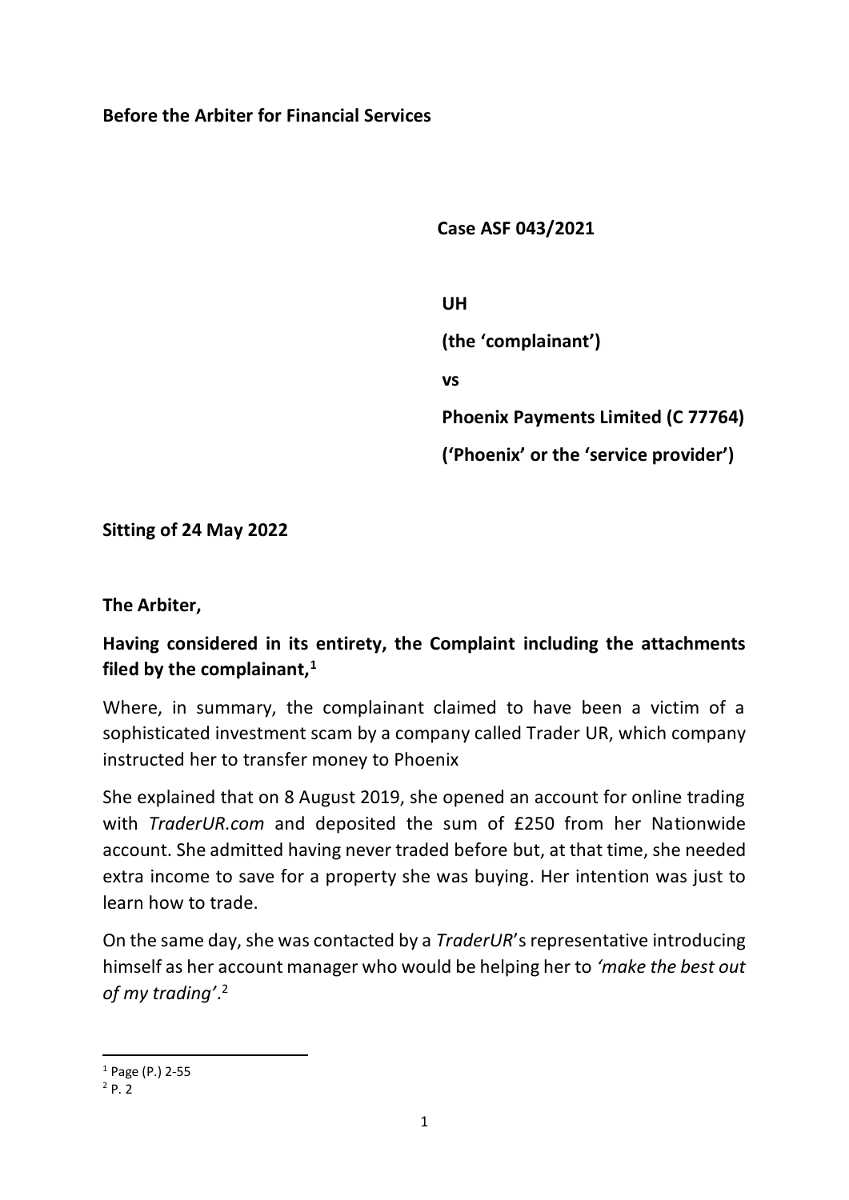**Before the Arbiter for Financial Services**

**Case ASF 043/2021**

**UH**

**(the 'complainant')**

**vs**

**Phoenix Payments Limited (C 77764)**

**('Phoenix' or the 'service provider')**

**Sitting of 24 May 2022**

**The Arbiter,**

**Having considered in its entirety, the Complaint including the attachments filed by the complainant,**[1]

Where, in summary, the complainant claimed to have been a victim of a sophisticated investment scam by a company called Trader UR, which company instructed her to transfer money to Phoenix

She explained that on 8 August 2019, she opened an account for online trading with *TraderUR.com* and deposited the sum of £250 from her Nationwide account. She admitted having never traded before but, at that time, she needed extra income to save for a property she was buying. Her intention was just to learn how to trade.

On the same day, she was contacted by a *TraderUR*'s representative introducing himself as her account manager who would be helping her to *'make the best out of my trading'*.[2]

[1] Page (P.) 2-55

[2] P. 2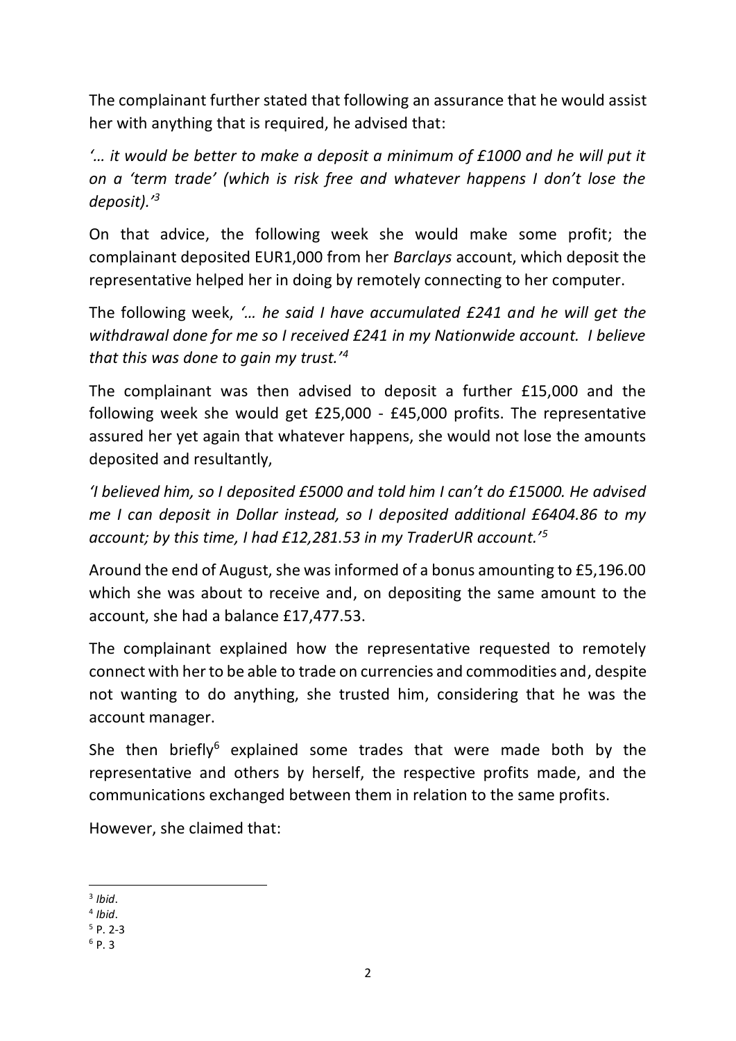The complainant further stated that following an assurance that he would assist her with anything that is required, he advised that:

*'… it would be better to make a deposit a minimum of £1000 and he will put it on a 'term trade' (which is risk free and whatever happens I don't lose the deposit).'*[3]

On that advice, the following week she would make some profit; the complainant deposited EUR1,000 from her *Barclays* account, which deposit the representative helped her in doing by remotely connecting to her computer.

The following week, *'… he said I have accumulated £241 and he will get the withdrawal done for me so I received £241 in my Nationwide account. I believe that this was done to gain my trust.'*[4]

The complainant was then advised to deposit a further £15,000 and the following week she would get £25,000 - £45,000 profits. The representative assured her yet again that whatever happens, she would not lose the amounts deposited and resultantly,

*'I believed him, so I deposited £5000 and told him I can't do £15000. He advised me I can deposit in Dollar instead, so I deposited additional £6404.86 to my account; by this time, I had £12,281.53 in my TraderUR account.'*[5]

Around the end of August, she was informed of a bonus amounting to £5,196.00 which she was about to receive and, on depositing the same amount to the account, she had a balance £17,477.53.

The complainant explained how the representative requested to remotely connect with her to be able to trade on currencies and commodities and, despite not wanting to do anything, she trusted him, considering that he was the account manager.

She then briefly[6] explained some trades that were made both by the representative and others by herself, the respective profits made, and the communications exchanged between them in relation to the same profits.

However, she claimed that:

---

[3] *Ibid*.

[4] *Ibid*.

[5] P. 2-3

[6] P. 3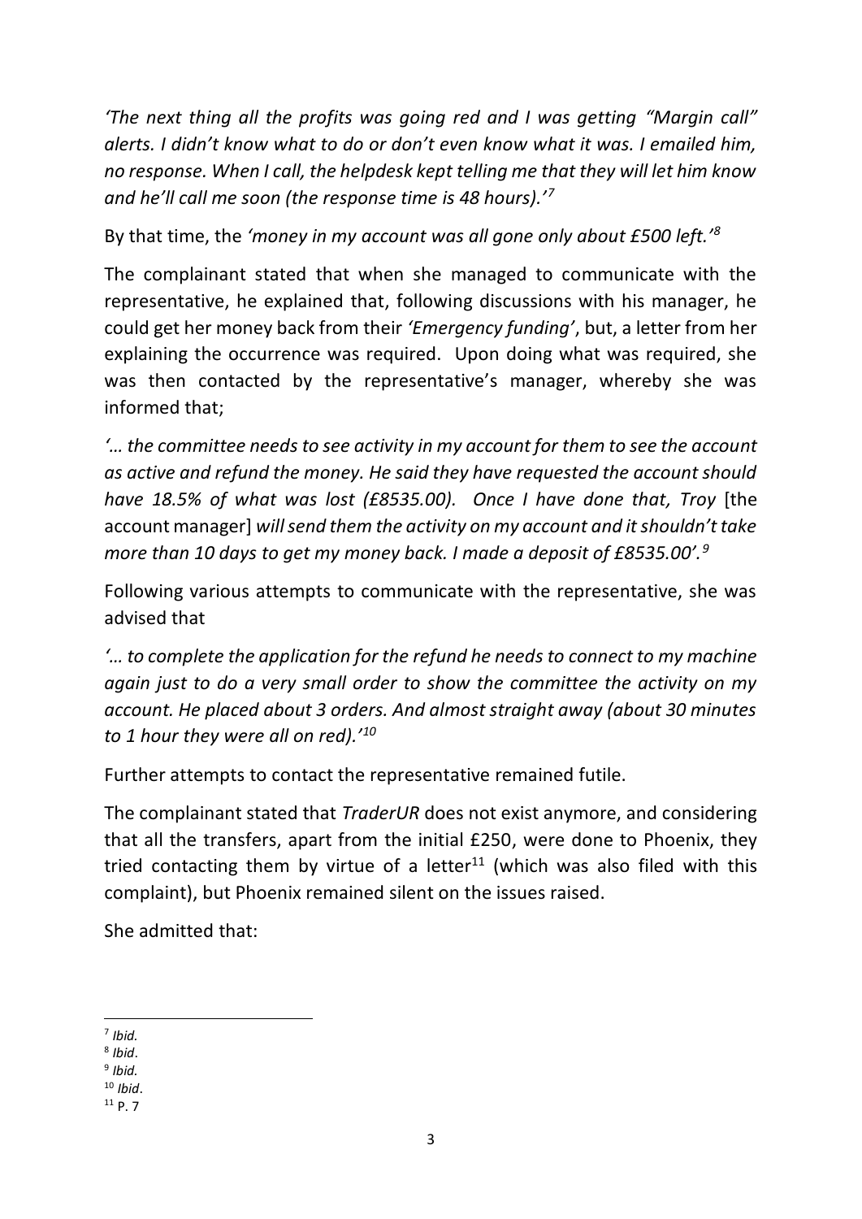*'The next thing all the profits was going red and I was getting "Margin call" alerts. I didn't know what to do or don't even know what it was. I emailed him, no response. When I call, the helpdesk kept telling me that they will let him know and he'll call me soon (the response time is 48 hours).'*[7]

By that time, the *'money in my account was all gone only about £500 left.'*[8]

The complainant stated that when she managed to communicate with the representative, he explained that, following discussions with his manager, he could get her money back from their *'Emergency funding'*, but, a letter from her explaining the occurrence was required. Upon doing what was required, she was then contacted by the representative's manager, whereby she was informed that;

*'… the committee needs to see activity in my account for them to see the account as active and refund the money. He said they have requested the account should have 18.5% of what was lost (£8535.00). Once I have done that, Troy* [the account manager] *will send them the activity on my account and it shouldn't take more than 10 days to get my money back. I made a deposit of £8535.00'.*[9]

Following various attempts to communicate with the representative, she was advised that

*'… to complete the application for the refund he needs to connect to my machine again just to do a very small order to show the committee the activity on my account. He placed about 3 orders. And almost straight away (about 30 minutes to 1 hour they were all on red).'*[10]

Further attempts to contact the representative remained futile.

The complainant stated that *TraderUR* does not exist anymore, and considering that all the transfers, apart from the initial £250, were done to Phoenix, they tried contacting them by virtue of a letter[11] (which was also filed with this complaint), but Phoenix remained silent on the issues raised.

She admitted that:

---

[7] *Ibid.*

[8] *Ibid*.

[9] *Ibid.*

[10] *Ibid*.

[11] P. 7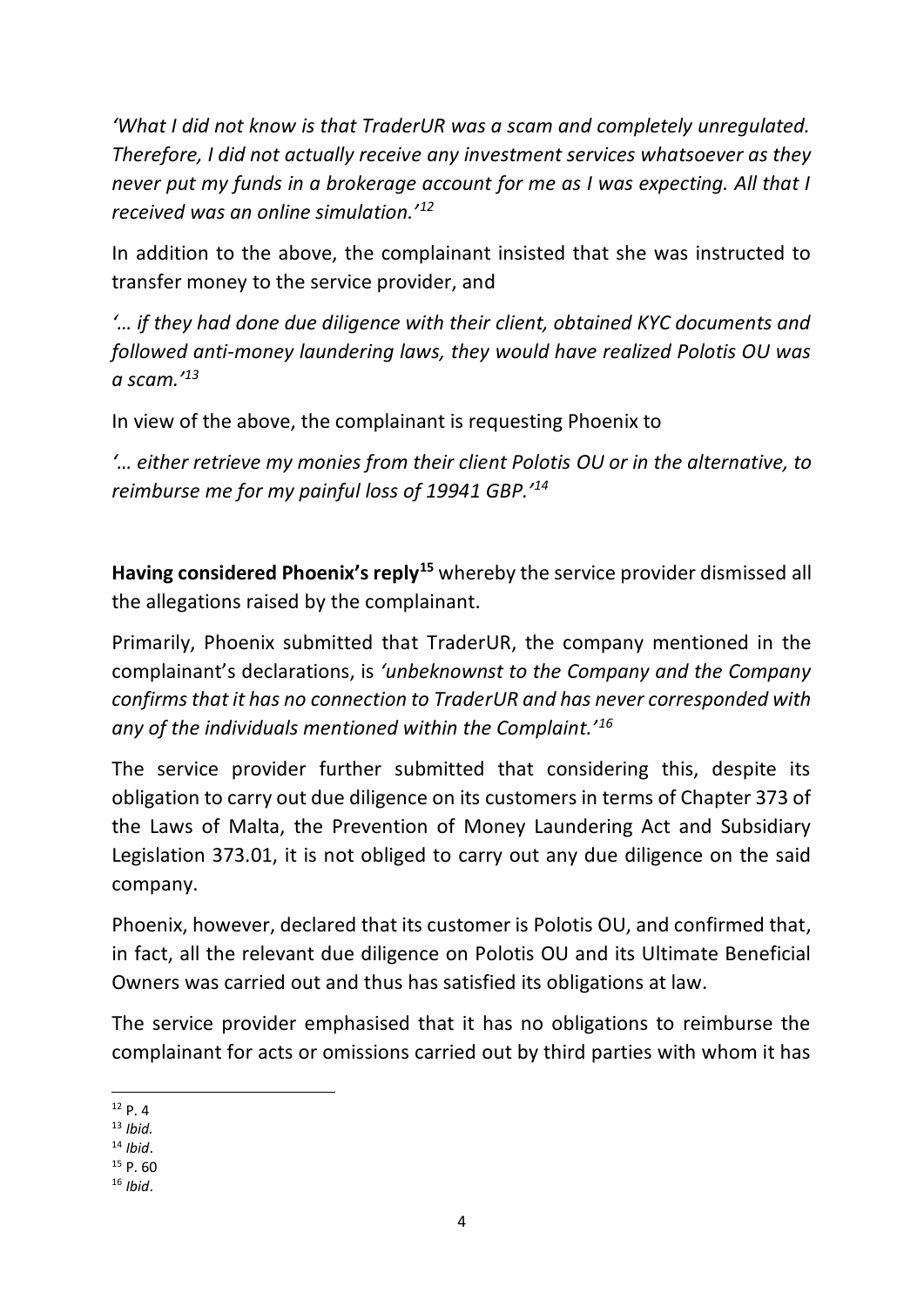*'What I did not know is that TraderUR was a scam and completely unregulated. Therefore, I did not actually receive any investment services whatsoever as they never put my funds in a brokerage account for me as I was expecting. All that I received was an online simulation.'*[12]

In addition to the above, the complainant insisted that she was instructed to transfer money to the service provider, and

*'… if they had done due diligence with their client, obtained KYC documents and followed anti-money laundering laws, they would have realized Polotis OU was a scam.'*[13]

In view of the above, the complainant is requesting Phoenix to

*'… either retrieve my monies from their client Polotis OU or in the alternative, to reimburse me for my painful loss of 19941 GBP.'*[14]

**Having considered Phoenix's reply**[15] whereby the service provider dismissed all the allegations raised by the complainant.

Primarily, Phoenix submitted that TraderUR, the company mentioned in the complainant's declarations, is *'unbeknownst to the Company and the Company confirms that it has no connection to TraderUR and has never corresponded with any of the individuals mentioned within the Complaint.'*[16]

The service provider further submitted that considering this, despite its obligation to carry out due diligence on its customers in terms of Chapter 373 of the Laws of Malta, the Prevention of Money Laundering Act and Subsidiary Legislation 373.01, it is not obliged to carry out any due diligence on the said company.

Phoenix, however, declared that its customer is Polotis OU, and confirmed that, in fact, all the relevant due diligence on Polotis OU and its Ultimate Beneficial Owners was carried out and thus has satisfied its obligations at law.

The service provider emphasised that it has no obligations to reimburse the complainant for acts or omissions carried out by third parties with whom it has

---

[12] P. 4

[13] *Ibid.*

[14] *Ibid*.

[15] P. 60

[16] *Ibid*.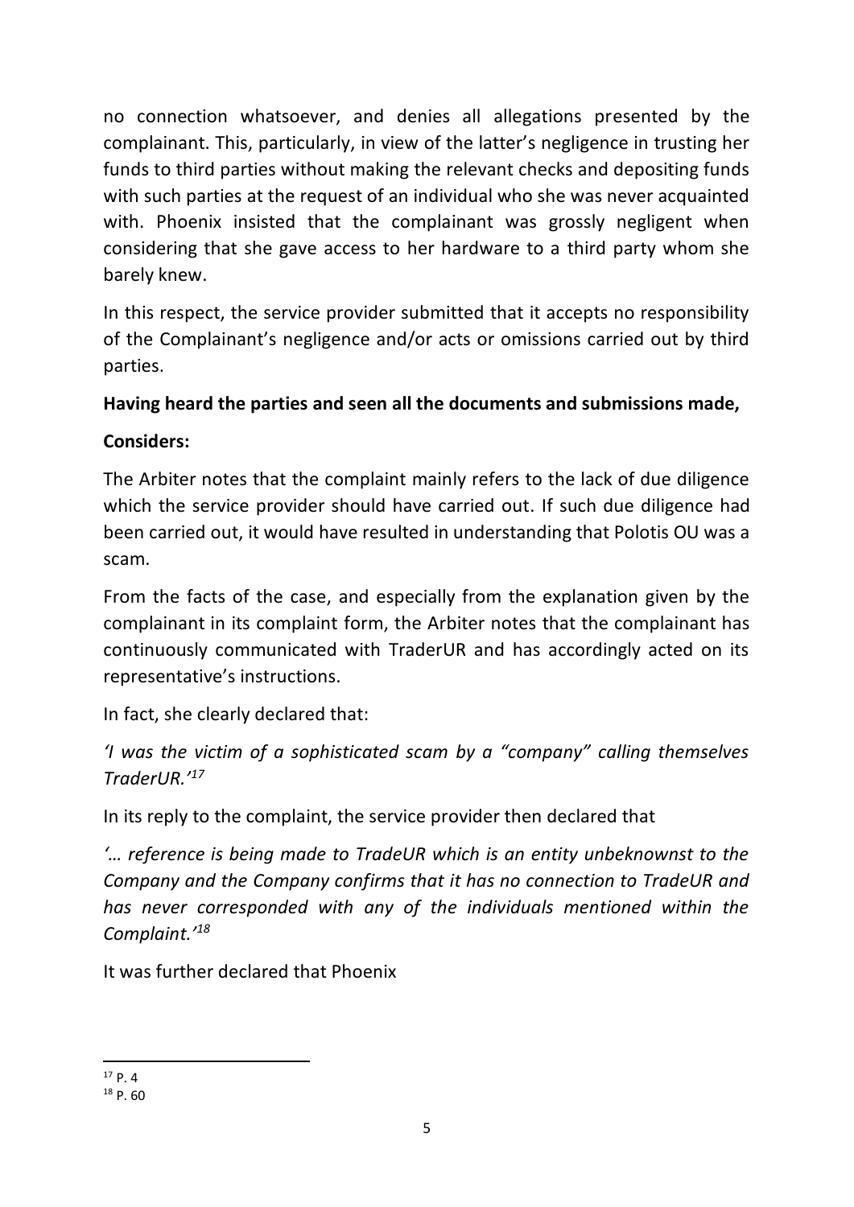no connection whatsoever, and denies all allegations presented by the complainant. This, particularly, in view of the latter's negligence in trusting her funds to third parties without making the relevant checks and depositing funds with such parties at the request of an individual who she was never acquainted with. Phoenix insisted that the complainant was grossly negligent when considering that she gave access to her hardware to a third party whom she barely knew.

In this respect, the service provider submitted that it accepts no responsibility of the Complainant's negligence and/or acts or omissions carried out by third parties.

**Having heard the parties and seen all the documents and submissions made,**

**Considers:**

The Arbiter notes that the complaint mainly refers to the lack of due diligence which the service provider should have carried out. If such due diligence had been carried out, it would have resulted in understanding that Polotis OU was a scam.

From the facts of the case, and especially from the explanation given by the complainant in its complaint form, the Arbiter notes that the complainant has continuously communicated with TraderUR and has accordingly acted on its representative's instructions.

In fact, she clearly declared that:

*'I was the victim of a sophisticated scam by a "company" calling themselves TraderUR.'*[17]

In its reply to the complaint, the service provider then declared that

*'… reference is being made to TradeUR which is an entity unbeknownst to the Company and the Company confirms that it has no connection to TradeUR and has never corresponded with any of the individuals mentioned within the Complaint.'*[18]

It was further declared that Phoenix

---

[17] P. 4

[18] P. 60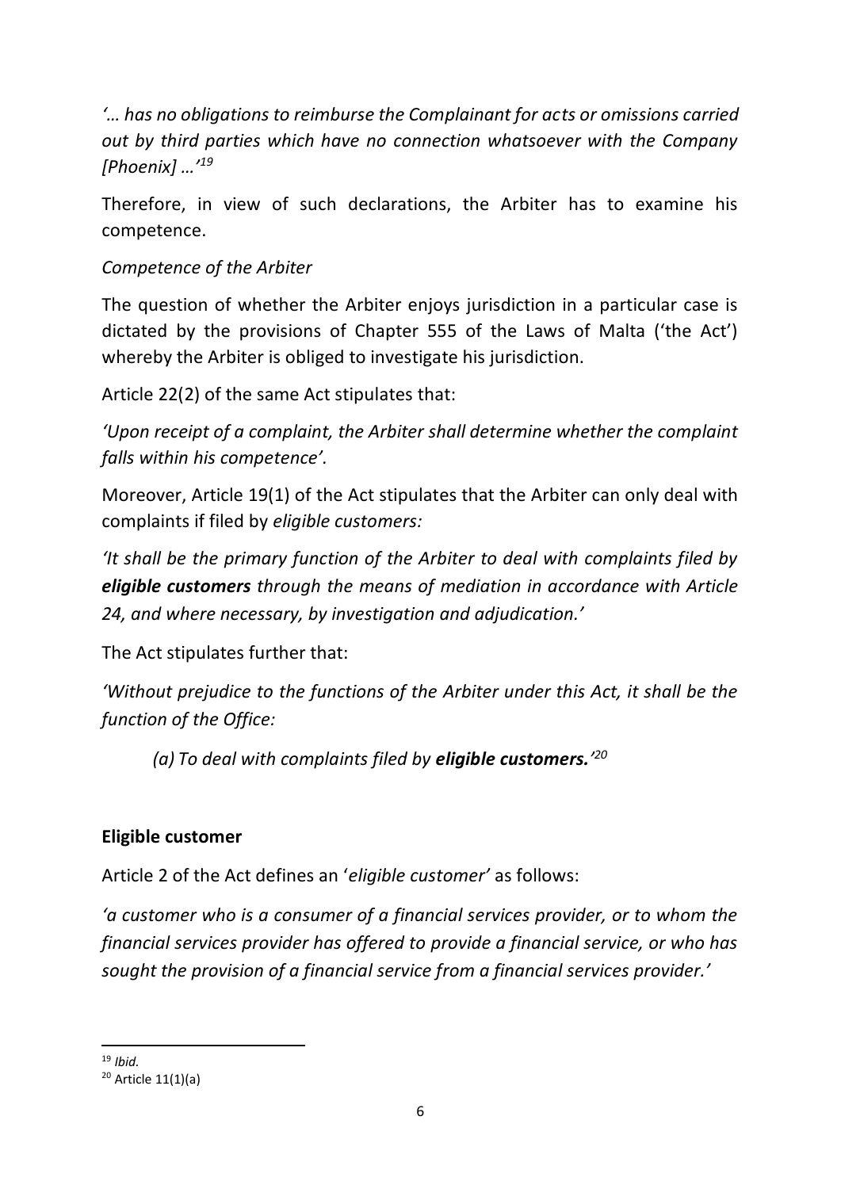*'… has no obligations to reimburse the Complainant for acts or omissions carried out by third parties which have no connection whatsoever with the Company [Phoenix] …'*[19]

Therefore, in view of such declarations, the Arbiter has to examine his competence.

*Competence of the Arbiter*

The question of whether the Arbiter enjoys jurisdiction in a particular case is dictated by the provisions of Chapter 555 of the Laws of Malta ('the Act') whereby the Arbiter is obliged to investigate his jurisdiction.

Article 22(2) of the same Act stipulates that:

*'Upon receipt of a complaint, the Arbiter shall determine whether the complaint falls within his competence'.*

Moreover, Article 19(1) of the Act stipulates that the Arbiter can only deal with complaints if filed by *eligible customers:*

*'It shall be the primary function of the Arbiter to deal with complaints filed by **eligible customers** through the means of mediation in accordance with Article 24, and where necessary, by investigation and adjudication.'*

The Act stipulates further that:

*'Without prejudice to the functions of the Arbiter under this Act, it shall be the function of the Office:*

> *(a) To deal with complaints filed by **eligible customers.**'*[20]

## Eligible customer

Article 2 of the Act defines an '*eligible customer'* as follows:

*'a customer who is a consumer of a financial services provider, or to whom the financial services provider has offered to provide a financial service, or who has sought the provision of a financial service from a financial services provider.'*

---

[19] *Ibid.*

[20] Article 11(1)(a)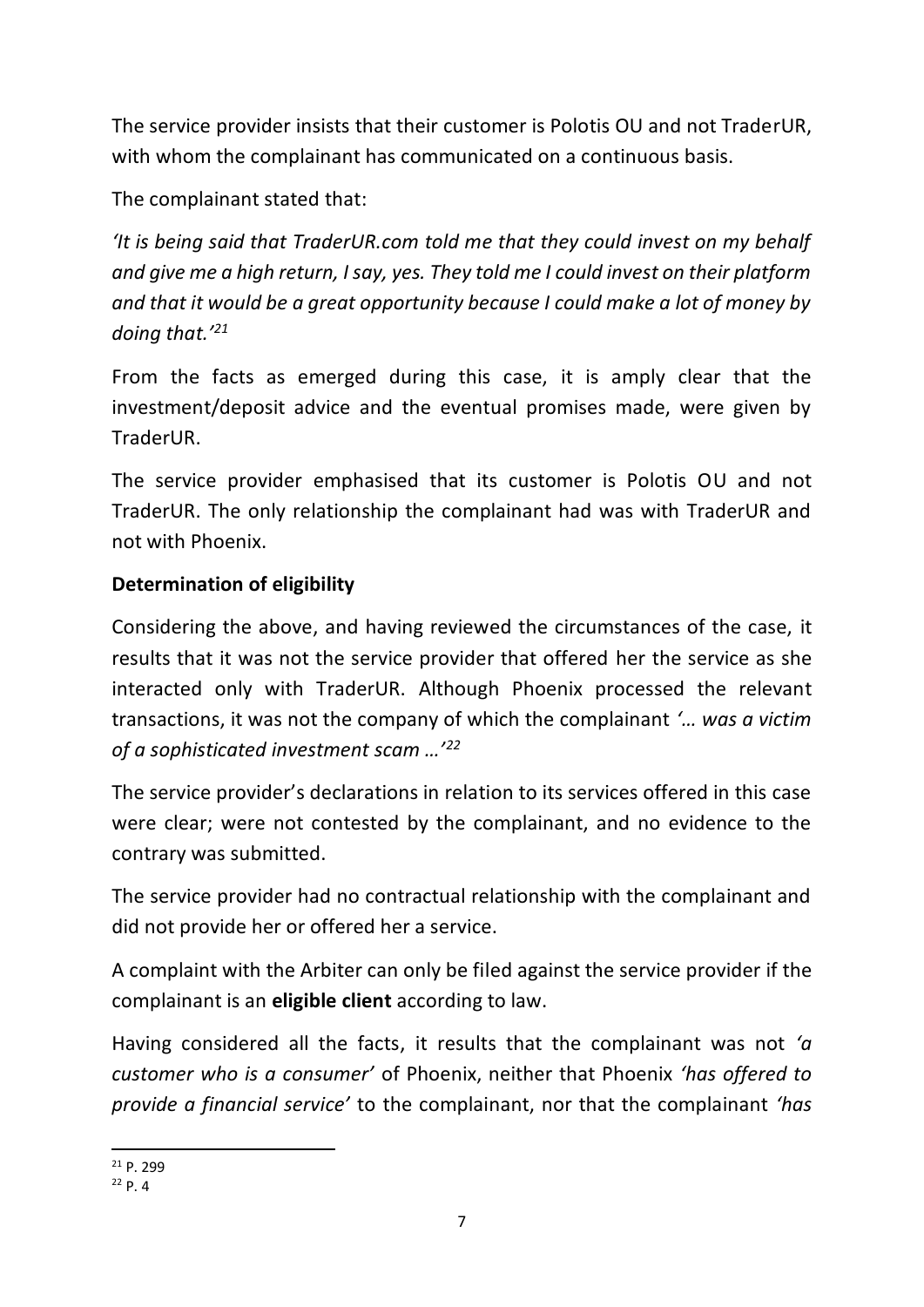The service provider insists that their customer is Polotis OU and not TraderUR, with whom the complainant has communicated on a continuous basis.

The complainant stated that:

*'It is being said that TraderUR.com told me that they could invest on my behalf and give me a high return, I say, yes. They told me I could invest on their platform and that it would be a great opportunity because I could make a lot of money by doing that.'*[21]

From the facts as emerged during this case, it is amply clear that the investment/deposit advice and the eventual promises made, were given by TraderUR.

The service provider emphasised that its customer is Polotis OU and not TraderUR. The only relationship the complainant had was with TraderUR and not with Phoenix.

**Determination of eligibility**

Considering the above, and having reviewed the circumstances of the case, it results that it was not the service provider that offered her the service as she interacted only with TraderUR. Although Phoenix processed the relevant transactions, it was not the company of which the complainant *'… was a victim of a sophisticated investment scam …'*[22]

The service provider's declarations in relation to its services offered in this case were clear; were not contested by the complainant, and no evidence to the contrary was submitted.

The service provider had no contractual relationship with the complainant and did not provide her or offered her a service.

A complaint with the Arbiter can only be filed against the service provider if the complainant is an **eligible client** according to law.

Having considered all the facts, it results that the complainant was not *'a customer who is a consumer'* of Phoenix, neither that Phoenix *'has offered to provide a financial service'* to the complainant, nor that the complainant *'has*

[21] P. 299

[22] P. 4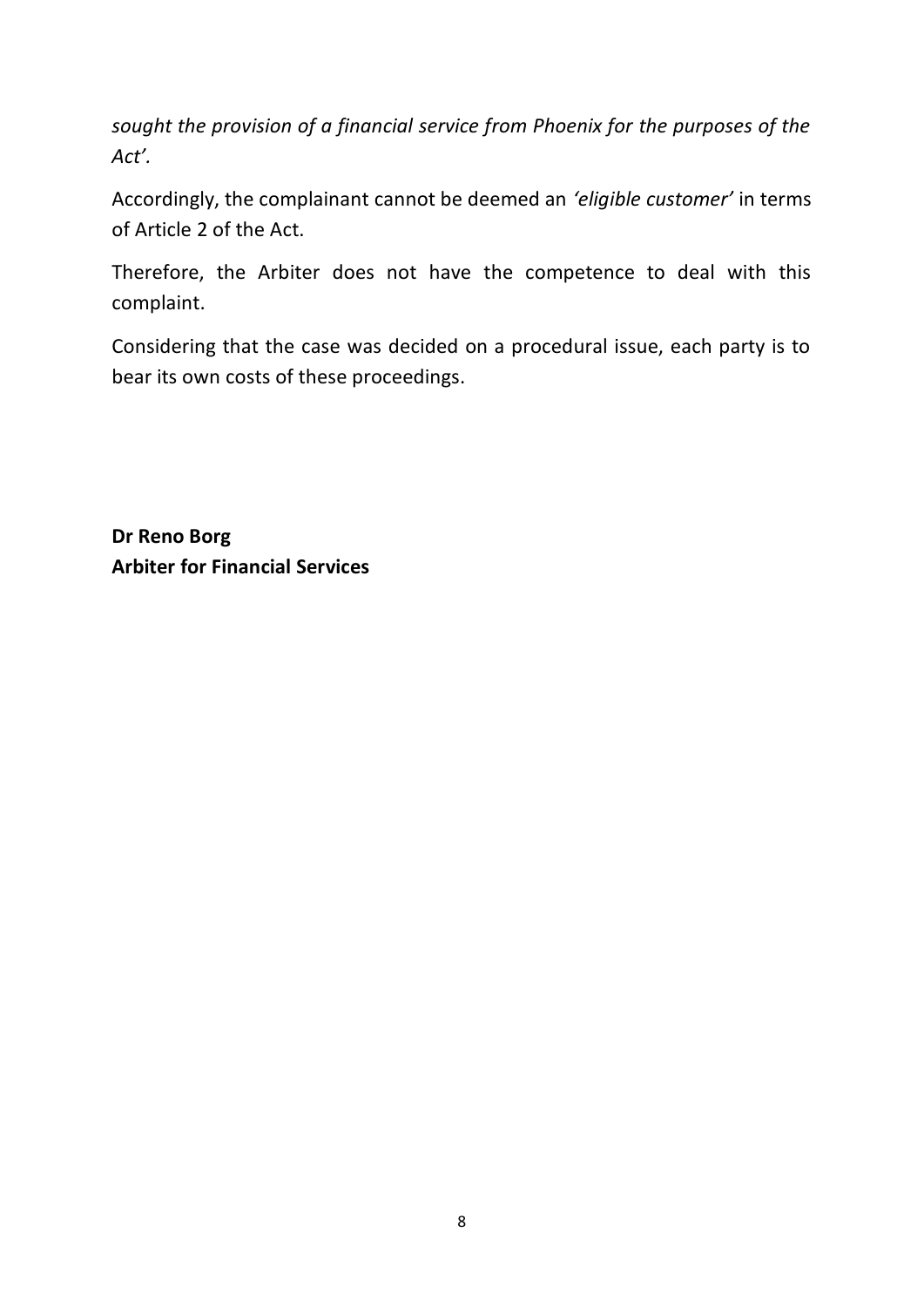*sought the provision of a financial service from Phoenix for the purposes of the Act'.*

Accordingly, the complainant cannot be deemed an *'eligible customer'* in terms of Article 2 of the Act.

Therefore, the Arbiter does not have the competence to deal with this complaint.

Considering that the case was decided on a procedural issue, each party is to bear its own costs of these proceedings.

**Dr Reno Borg**
**Arbiter for Financial Services**